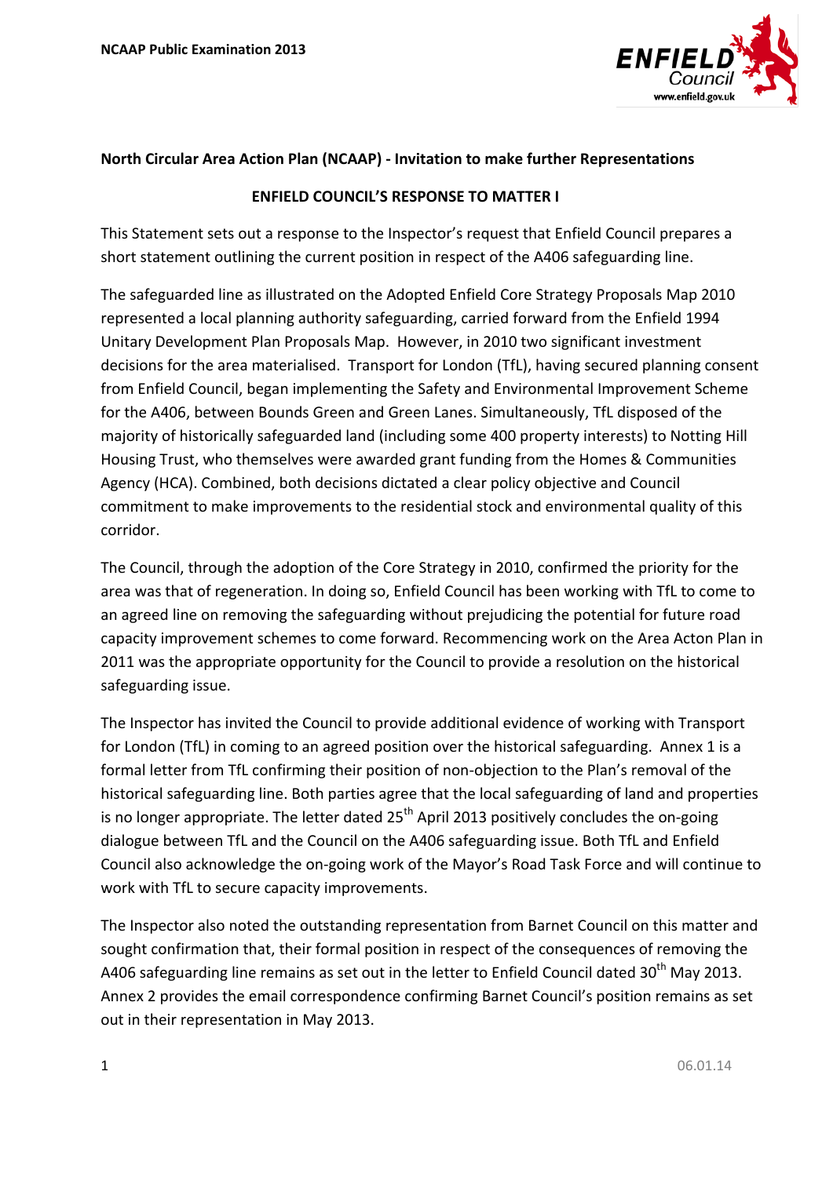## North Circular Area Action Plan (NCAAP) - Invitation to make further Representations

### ENFIELD COUNCIL'S RESPONSE TO MATTER I

This Statement sets out a response to the Inspector's request that Enfield Council prepares a short statement outlining the current position in respect of the A406 safeguarding line.

The safeguarded line as illustrated on the Adopted Enfield Core Strategy Proposals Map 2010 represented a local planning authority safeguarding, carried forward from the Enfield 1994 Unitary Development Plan Proposals Map. However, in 2010 two significant investment decisions for the area materialised. Transport for London (TfL), having secured planning consent from Enfield Council, began implementing the Safety and Environmental Improvement Scheme for the A406, between Bounds Green and Green Lanes. Simultaneously, TfL disposed of the majority of historically safeguarded land (including some 400 property interests) to Notting Hill Housing Trust, who themselves were awarded grant funding from the Homes & Communities Agency (HCA). Combined, both decisions dictated a clear policy objective and Council commitment to make improvements to the residential stock and environmental quality of this corridor.

The Council, through the adoption of the Core Strategy in 2010, confirmed the priority for the area was that of regeneration. In doing so, Enfield Council has been working with TfL to come to an agreed line on removing the safeguarding without prejudicing the potential for future road capacity improvement schemes to come forward. Recommencing work on the Area Acton Plan in 2011 was the appropriate opportunity for the Council to provide a resolution on the historical safeguarding issue.

The Inspector has invited the Council to provide additional evidence of working with Transport for London (TfL) in coming to an agreed position over the historical safeguarding. Annex 1 is a formal letter from TfL confirming their position of non-objection to the Plan's removal of the historical safeguarding line. Both parties agree that the local safeguarding of land and properties is no longer appropriate. The letter dated 25th April 2013 positively concludes the on-going dialogue between TfL and the Council on the A406 safeguarding issue. Both TfL and Enfield Council also acknowledge the on-going work of the Mayor's Road Task Force and will continue to work with TfL to secure capacity improvements.

The Inspector also noted the outstanding representation from Barnet Council on this matter and sought confirmation that, their formal position in respect of the consequences of removing the A406 safeguarding line remains as set out in the letter to Enfield Council dated 30th May 2013. Annex 2 provides the email correspondence confirming Barnet Council's position remains as set out in their representation in May 2013.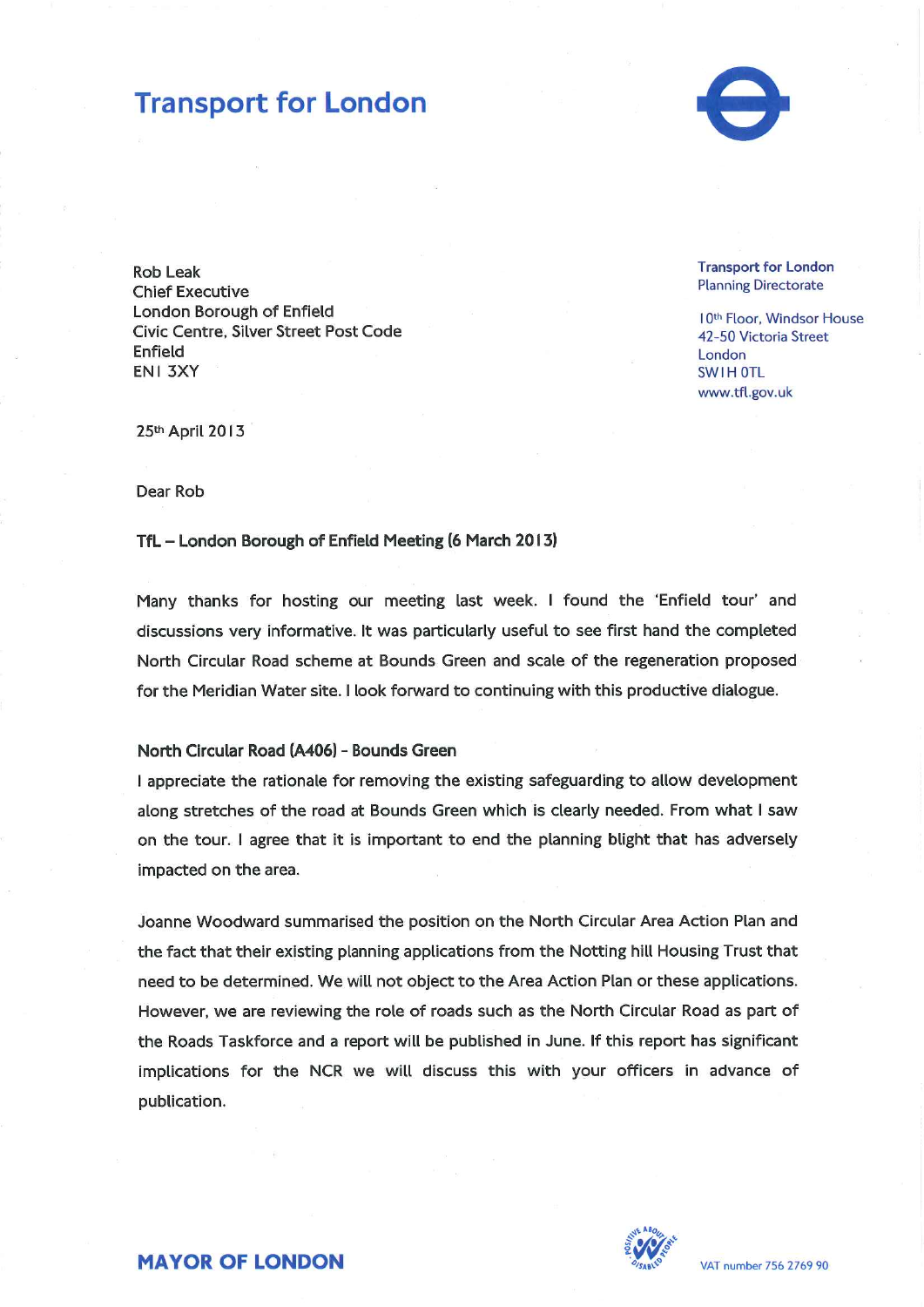# Transport for London

Rob Leak
Chief Executive
London Borough of Enfield
Civic Centre, Silver Street Post Code
Enfield
EN1 3XY

**Transport for London**
Planning Directorate

10th Floor, Windsor House
42-50 Victoria Street
London
SW1H 0TL
www.tfl.gov.uk

25th April 2013

Dear Rob

**TfL – London Borough of Enfield Meeting (6 March 2013)**

Many thanks for hosting our meeting last week. I found the 'Enfield tour' and discussions very informative. It was particularly useful to see first hand the completed North Circular Road scheme at Bounds Green and scale of the regeneration proposed for the Meridian Water site. I look forward to continuing with this productive dialogue.

**North Circular Road (A406) - Bounds Green**

I appreciate the rationale for removing the existing safeguarding to allow development along stretches of the road at Bounds Green which is clearly needed. From what I saw on the tour. I agree that it is important to end the planning blight that has adversely impacted on the area.

Joanne Woodward summarised the position on the North Circular Area Action Plan and the fact that their existing planning applications from the Notting hill Housing Trust that need to be determined. We will not object to the Area Action Plan or these applications. However, we are reviewing the role of roads such as the North Circular Road as part of the Roads Taskforce and a report will be published in June. If this report has significant implications for the NCR we will discuss this with your officers in advance of publication.

MAYOR OF LONDON

VAT number 756 2769 90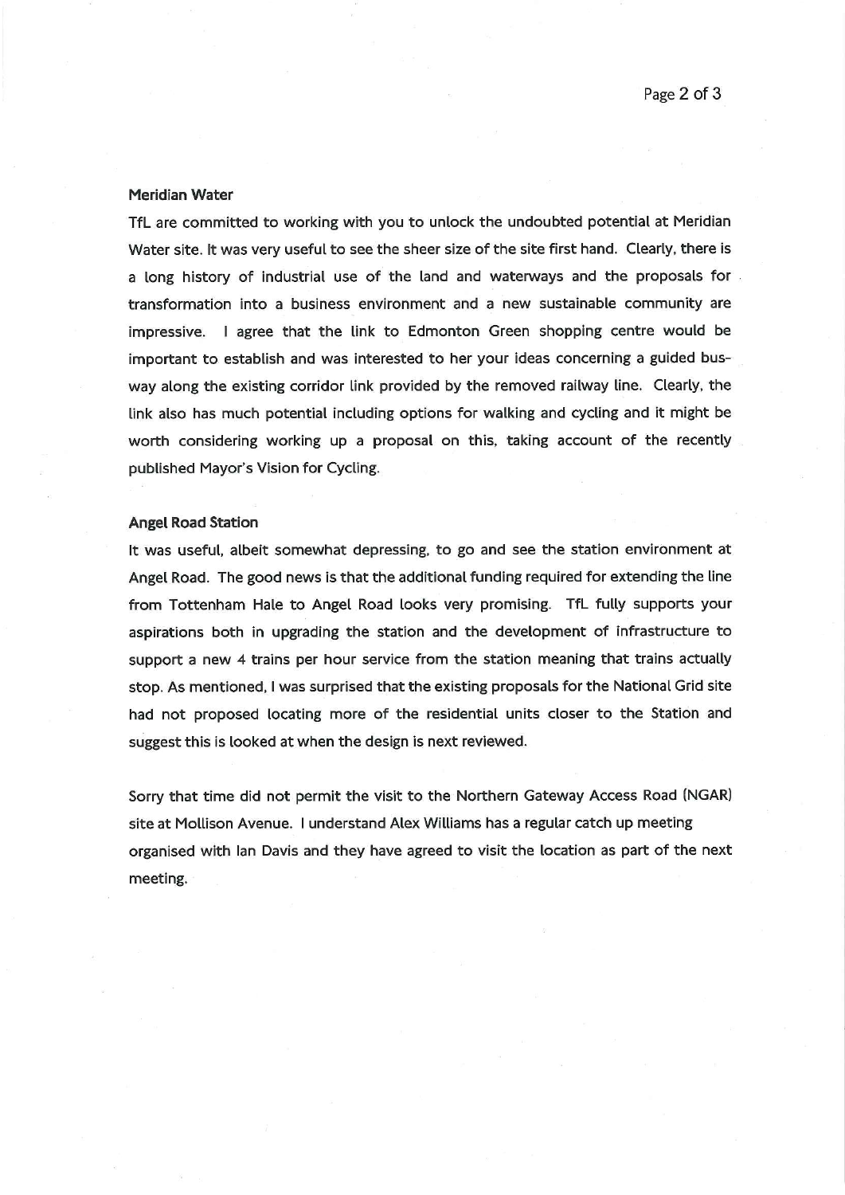**Meridian Water**

TfL are committed to working with you to unlock the undoubted potential at Meridian Water site. It was very useful to see the sheer size of the site first hand. Clearly, there is a long history of industrial use of the land and waterways and the proposals for transformation into a business environment and a new sustainable community are impressive. I agree that the link to Edmonton Green shopping centre would be important to establish and was interested to her your ideas concerning a guided bus-way along the existing corridor link provided by the removed railway line. Clearly, the link also has much potential including options for walking and cycling and it might be worth considering working up a proposal on this, taking account of the recently published Mayor's Vision for Cycling.

**Angel Road Station**

It was useful, albeit somewhat depressing, to go and see the station environment at Angel Road. The good news is that the additional funding required for extending the line from Tottenham Hale to Angel Road looks very promising. TfL fully supports your aspirations both in upgrading the station and the development of infrastructure to support a new 4 trains per hour service from the station meaning that trains actually stop. As mentioned, I was surprised that the existing proposals for the National Grid site had not proposed locating more of the residential units closer to the Station and suggest this is looked at when the design is next reviewed.

Sorry that time did not permit the visit to the Northern Gateway Access Road (NGAR) site at Mollison Avenue. I understand Alex Williams has a regular catch up meeting organised with Ian Davis and they have agreed to visit the location as part of the next meeting.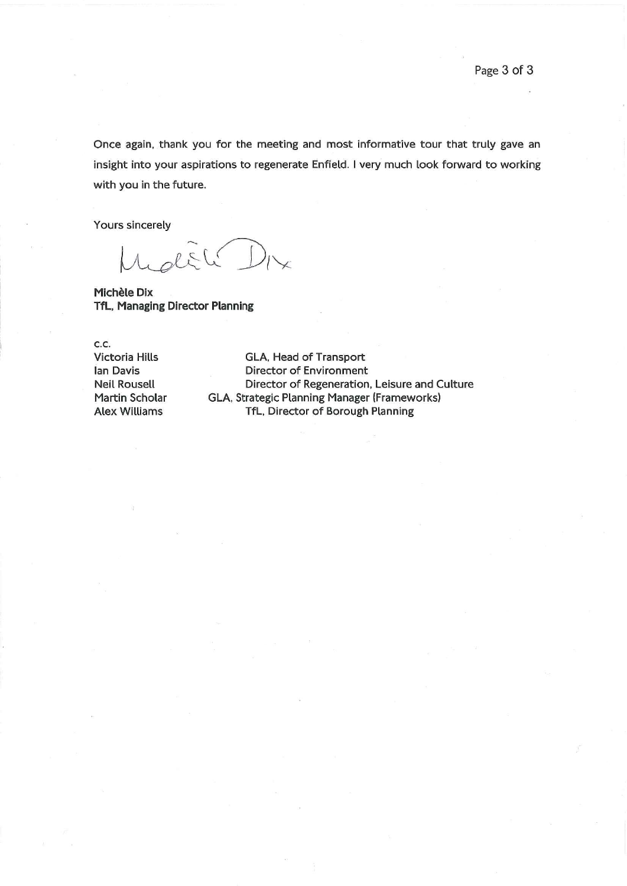Once again, thank you for the meeting and most informative tour that truly gave an insight into your aspirations to regenerate Enfield. I very much look forward to working with you in the future.

Yours sincerely

**Michèle Dix**
**TfL, Managing Director Planning**

c.c.

| | |
|---|---|
| Victoria Hills | GLA, Head of Transport |
| Ian Davis | Director of Environment |
| Neil Rousell | Director of Regeneration, Leisure and Culture |
| Martin Scholar | GLA, Strategic Planning Manager (Frameworks) |
| Alex Williams | TfL, Director of Borough Planning |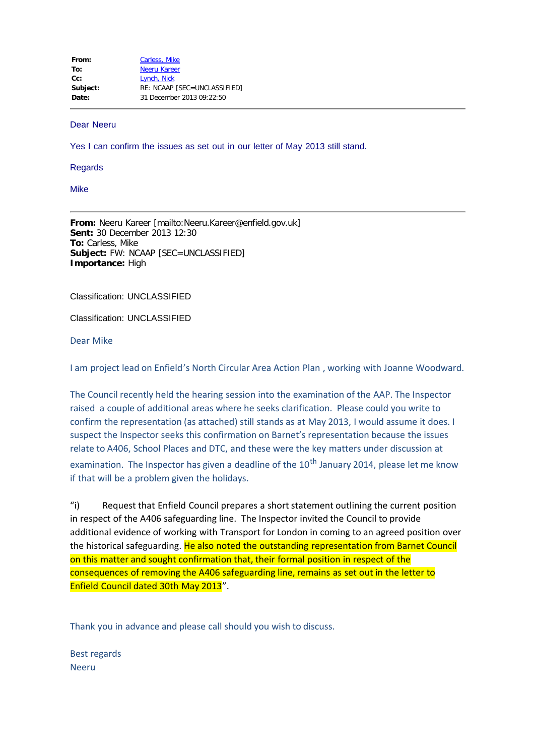**From:** Carless, Mike
**To:** Neeru Kareer
**Cc:** Lynch, Nick
**Subject:** RE: NCAAP [SEC=UNCLASSIFIED]
**Date:** 31 December 2013 09:22:50

---

Dear Neeru

Yes I can confirm the issues as set out in our letter of May 2013 still stand.

Regards

Mike

---

**From:** Neeru Kareer [mailto:Neeru.Kareer@enfield.gov.uk]
**Sent:** 30 December 2013 12:30
**To:** Carless, Mike
**Subject:** FW: NCAAP [SEC=UNCLASSIFIED]
**Importance:** High

Classification: UNCLASSIFIED

Classification: UNCLASSIFIED

Dear Mike

I am project lead on Enfield's North Circular Area Action Plan , working with Joanne Woodward.

The Council recently held the hearing session into the examination of the AAP. The Inspector raised a couple of additional areas where he seeks clarification. Please could you write to confirm the representation (as attached) still stands as at May 2013, I would assume it does. I suspect the Inspector seeks this confirmation on Barnet's representation because the issues relate to A406, School Places and DTC, and these were the key matters under discussion at examination. The Inspector has given a deadline of the 10th January 2014, please let me know if that will be a problem given the holidays.

"i) Request that Enfield Council prepares a short statement outlining the current position in respect of the A406 safeguarding line. The Inspector invited the Council to provide additional evidence of working with Transport for London in coming to an agreed position over the historical safeguarding. He also noted the outstanding representation from Barnet Council on this matter and sought confirmation that, their formal position in respect of the consequences of removing the A406 safeguarding line, remains as set out in the letter to Enfield Council dated 30th May 2013".

Thank you in advance and please call should you wish to discuss.

Best regards
Neeru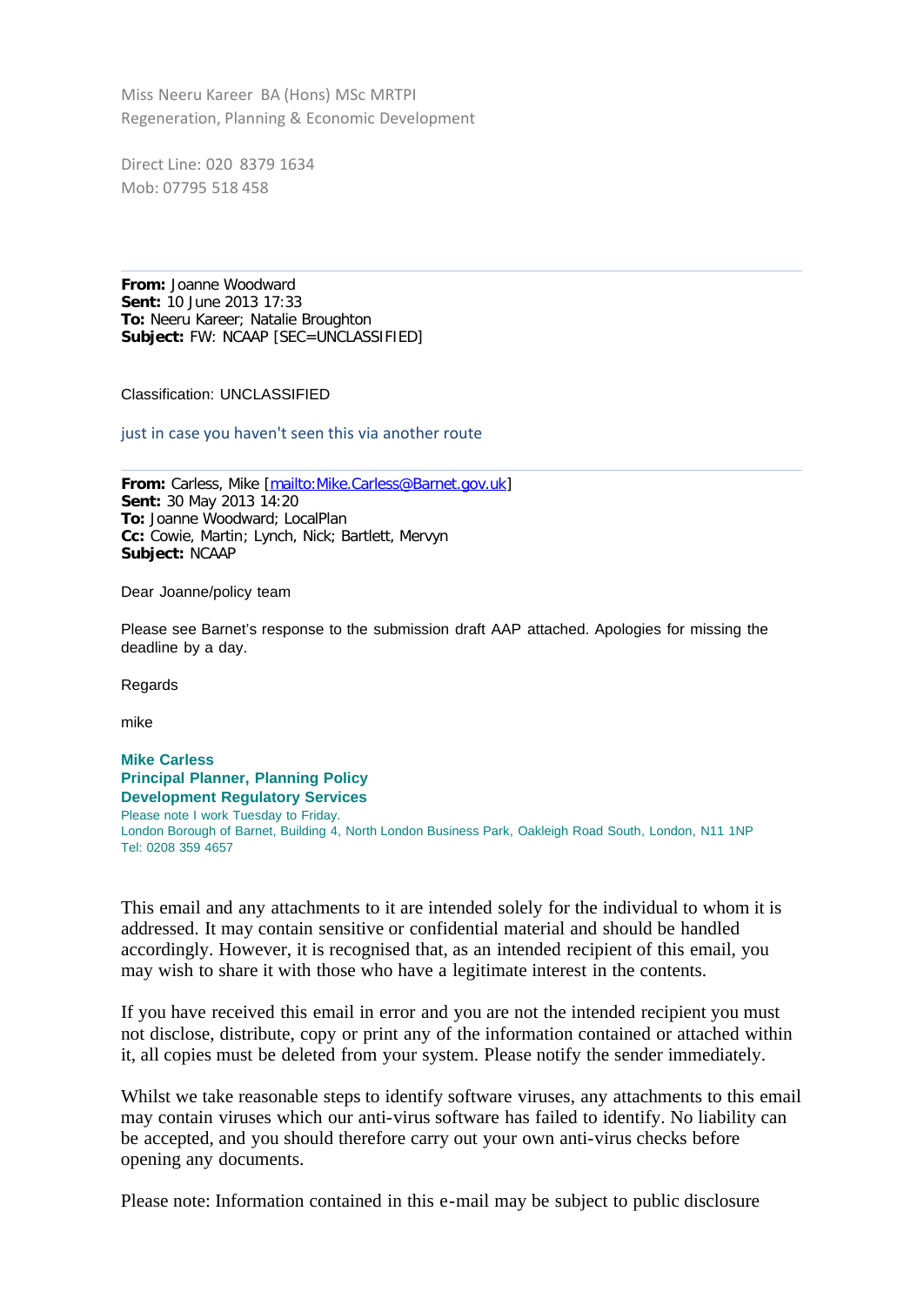Miss Neeru Kareer BA (Hons) MSc MRTPI
Regeneration, Planning & Economic Development

Direct Line: 020 8379 1634
Mob: 07795 518 458

---

**From:** Joanne Woodward
**Sent:** 10 June 2013 17:33
**To:** Neeru Kareer; Natalie Broughton
**Subject:** FW: NCAAP [SEC=UNCLASSIFIED]

Classification: UNCLASSIFIED

just in case you haven't seen this via another route

---

**From:** Carless, Mike [mailto:Mike.Carless@Barnet.gov.uk]
**Sent:** 30 May 2013 14:20
**To:** Joanne Woodward; LocalPlan
**Cc:** Cowie, Martin; Lynch, Nick; Bartlett, Mervyn
**Subject:** NCAAP

Dear Joanne/policy team

Please see Barnet's response to the submission draft AAP attached. Apologies for missing the deadline by a day.

Regards

mike

**Mike Carless**
**Principal Planner, Planning Policy**
**Development Regulatory Services**
Please note I work Tuesday to Friday.
London Borough of Barnet, Building 4, North London Business Park, Oakleigh Road South, London, N11 1NP
Tel: 0208 359 4657

This email and any attachments to it are intended solely for the individual to whom it is addressed. It may contain sensitive or confidential material and should be handled accordingly. However, it is recognised that, as an intended recipient of this email, you may wish to share it with those who have a legitimate interest in the contents.

If you have received this email in error and you are not the intended recipient you must not disclose, distribute, copy or print any of the information contained or attached within it, all copies must be deleted from your system. Please notify the sender immediately.

Whilst we take reasonable steps to identify software viruses, any attachments to this email may contain viruses which our anti-virus software has failed to identify. No liability can be accepted, and you should therefore carry out your own anti-virus checks before opening any documents.

Please note: Information contained in this e-mail may be subject to public disclosure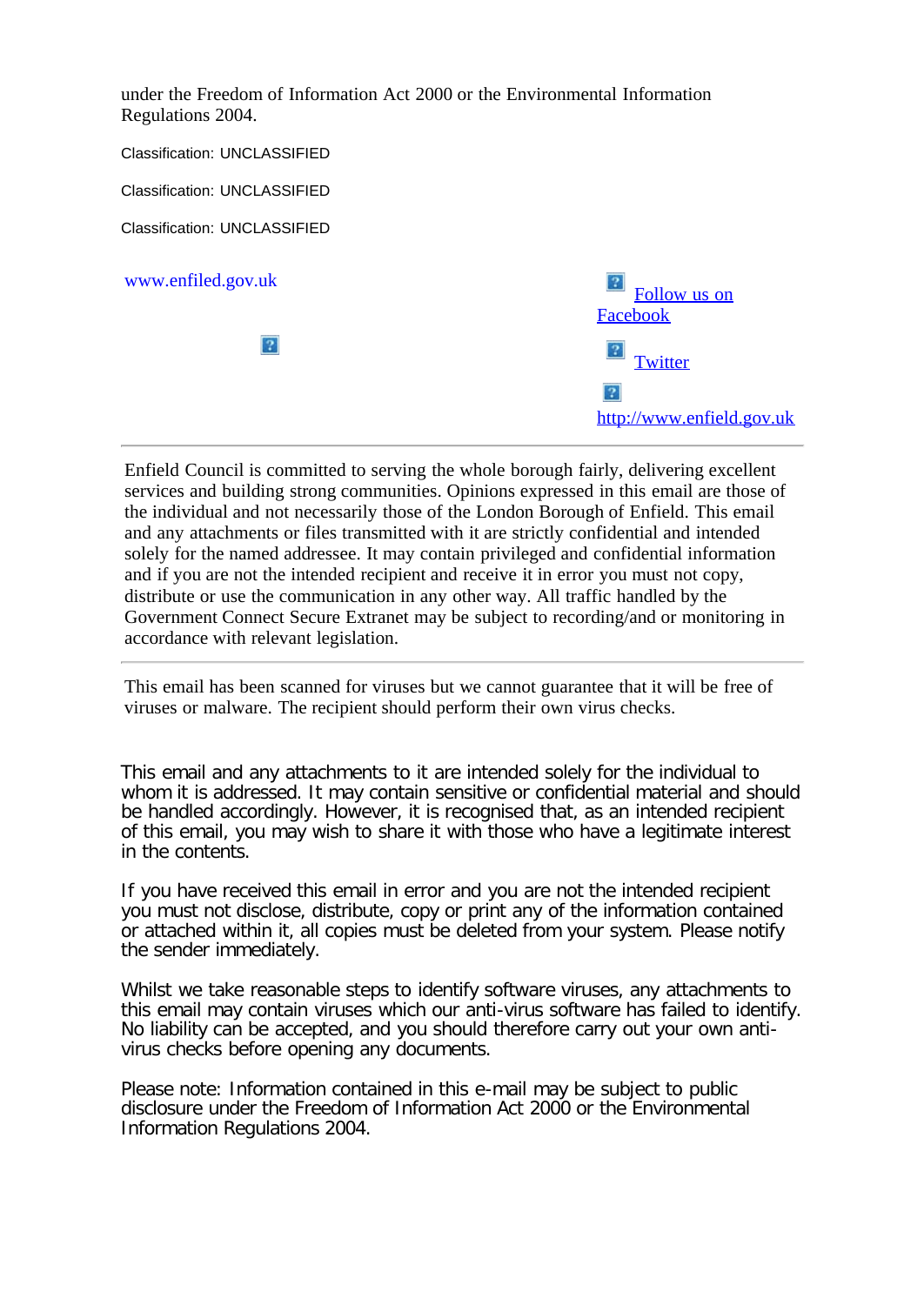under the Freedom of Information Act 2000 or the Environmental Information Regulations 2004.

Classification: UNCLASSIFIED

Classification: UNCLASSIFIED

Classification: UNCLASSIFIED

www.enfiled.gov.uk

Follow us on Facebook

Twitter

http://www.enfield.gov.uk

---

Enfield Council is committed to serving the whole borough fairly, delivering excellent services and building strong communities. Opinions expressed in this email are those of the individual and not necessarily those of the London Borough of Enfield. This email and any attachments or files transmitted with it are strictly confidential and intended solely for the named addressee. It may contain privileged and confidential information and if you are not the intended recipient and receive it in error you must not copy, distribute or use the communication in any other way. All traffic handled by the Government Connect Secure Extranet may be subject to recording/and or monitoring in accordance with relevant legislation.

---

This email has been scanned for viruses but we cannot guarantee that it will be free of viruses or malware. The recipient should perform their own virus checks.

This email and any attachments to it are intended solely for the individual to whom it is addressed. It may contain sensitive or confidential material and should be handled accordingly. However, it is recognised that, as an intended recipient of this email, you may wish to share it with those who have a legitimate interest in the contents.

If you have received this email in error and you are not the intended recipient you must not disclose, distribute, copy or print any of the information contained or attached within it, all copies must be deleted from your system. Please notify the sender immediately.

Whilst we take reasonable steps to identify software viruses, any attachments to this email may contain viruses which our anti-virus software has failed to identify. No liability can be accepted, and you should therefore carry out your own anti-virus checks before opening any documents.

Please note: Information contained in this e-mail may be subject to public disclosure under the Freedom of Information Act 2000 or the Environmental Information Regulations 2004.